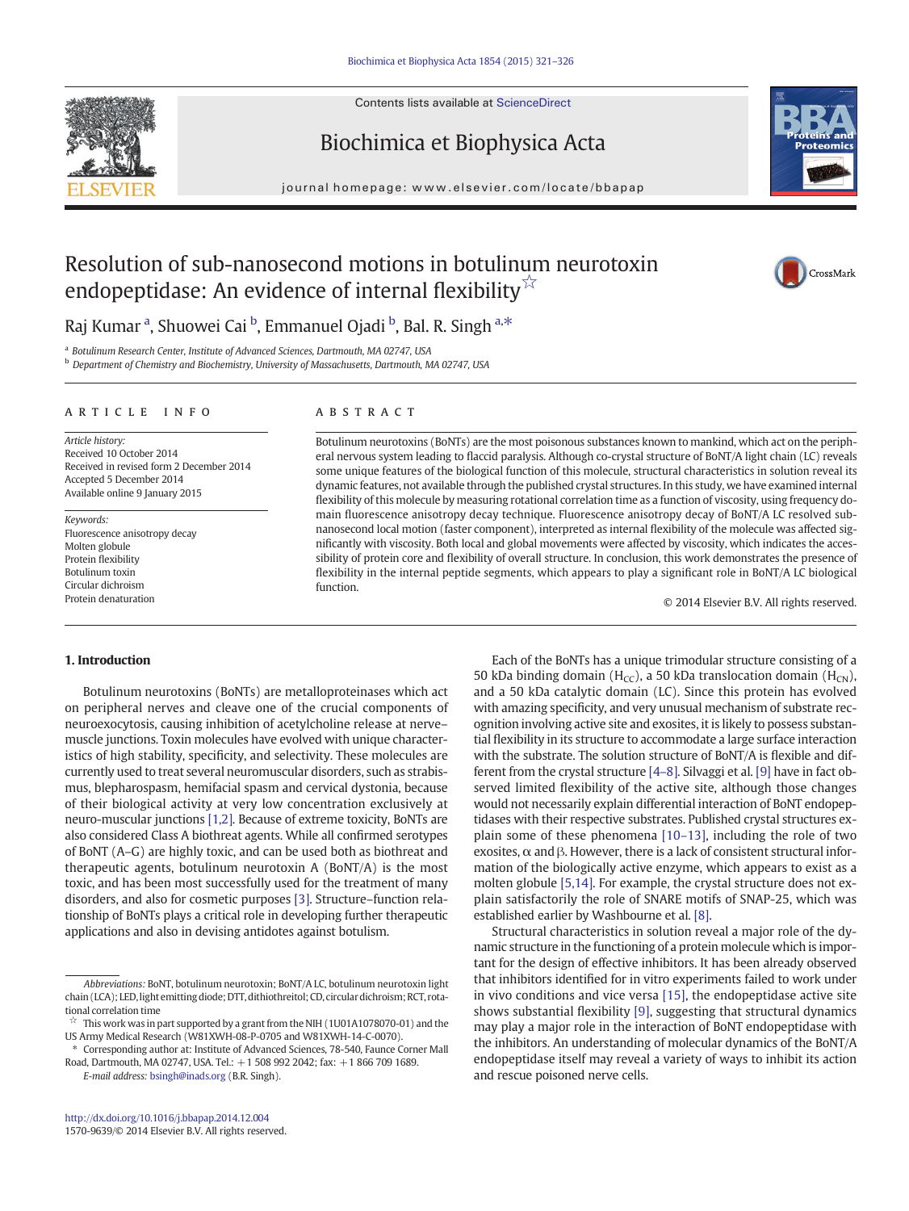# Resolution of sub-nanosecond motions in botulinum neurotoxin endopeptidase: An evidence of internal flexibility☆

Raj Kumar [a], Shuowei Cai [b], Emmanuel Ojadi [b], Bal. R. Singh [a,*]

[a] Botulinum Research Center, Institute of Advanced Sciences, Dartmouth, MA 02747, USA
[b] Department of Chemistry and Biochemistry, University of Massachusetts, Dartmouth, MA 02747, USA

## ARTICLE INFO

*Article history:*
Received 10 October 2014
Received in revised form 2 December 2014
Accepted 5 December 2014
Available online 9 January 2015

*Keywords:*
Fluorescence anisotropy decay
Molten globule
Protein flexibility
Botulinum toxin
Circular dichroism
Protein denaturation

## ABSTRACT

Botulinum neurotoxins (BoNTs) are the most poisonous substances known to mankind, which act on the peripheral nervous system leading to flaccid paralysis. Although co-crystal structure of BoNT/A light chain (LC) reveals some unique features of the biological function of this molecule, structural characteristics in solution reveal its dynamic features, not available through the published crystal structures. In this study, we have examined internal flexibility of this molecule by measuring rotational correlation time as a function of viscosity, using frequency domain fluorescence anisotropy decay technique. Fluorescence anisotropy decay of BoNT/A LC resolved sub-nanosecond local motion (faster component), interpreted as internal flexibility of the molecule was affected significantly with viscosity. Both local and global movements were affected by viscosity, which indicates the accessibility of protein core and flexibility of overall structure. In conclusion, this work demonstrates the presence of flexibility in the internal peptide segments, which appears to play a significant role in BoNT/A LC biological function.

© 2014 Elsevier B.V. All rights reserved.

## 1. Introduction

Botulinum neurotoxins (BoNTs) are metalloproteinases which act on peripheral nerves and cleave one of the crucial components of neuroexocytosis, causing inhibition of acetylcholine release at nerve-muscle junctions. Toxin molecules have evolved with unique characteristics of high stability, specificity, and selectivity. These molecules are currently used to treat several neuromuscular disorders, such as strabismus, blepharospasm, hemifacial spasm and cervical dystonia, because of their biological activity at very low concentration exclusively at neuro-muscular junctions [1,2]. Because of extreme toxicity, BoNTs are also considered Class A biothreat agents. While all confirmed serotypes of BoNT (A–G) are highly toxic, and can be used both as biothreat and therapeutic agents, botulinum neurotoxin A (BoNT/A) is the most toxic, and has been most successfully used for the treatment of many disorders, and also for cosmetic purposes [3]. Structure–function relationship of BoNTs plays a critical role in developing further therapeutic applications and also in devising antidotes against botulism.

Each of the BoNTs has a unique trimodular structure consisting of a 50 kDa binding domain ($H_{CC}$), a 50 kDa translocation domain ($H_{CN}$), and a 50 kDa catalytic domain (LC). Since this protein has evolved with amazing specificity, and very unusual mechanism of substrate recognition involving active site and exosites, it is likely to possess substantial flexibility in its structure to accommodate a large surface interaction with the substrate. The solution structure of BoNT/A is flexible and different from the crystal structure [4–8]. Silvaggi et al. [9] have in fact observed limited flexibility of the active site, although those changes would not necessarily explain differential interaction of BoNT endopeptidases with their respective substrates. Published crystal structures explain some of these phenomena [10–13], including the role of two exosites, α and β. However, there is a lack of consistent structural information of the biologically active enzyme, which appears to exist as a molten globule [5,14]. For example, the crystal structure does not explain satisfactorily the role of SNARE motifs of SNAP-25, which was established earlier by Washbourne et al. [8].

Structural characteristics in solution reveal a major role of the dynamic structure in the functioning of a protein molecule which is important for the design of effective inhibitors. It has been already observed that inhibitors identified for in vitro experiments failed to work under in vivo conditions and vice versa [15], the endopeptidase active site shows substantial flexibility [9], suggesting that structural dynamics may play a major role in the interaction of BoNT endopeptidase with the inhibitors. An understanding of molecular dynamics of the BoNT/A endopeptidase itself may reveal a variety of ways to inhibit its action and rescue poisoned nerve cells.

---

*Abbreviations:* BoNT, botulinum neurotoxin; BoNT/A LC, botulinum neurotoxin light chain (LCA); LED, light emitting diode; DTT, dithiothreitol; CD, circular dichroism; RCT, rotational correlation time

☆ This work was in part supported by a grant from the NIH (1U01A1078070-01) and the US Army Medical Research (W81XWH-08-P-0705 and W81XWH-14-C-0070).

\* Corresponding author at: Institute of Advanced Sciences, 78-540, Faunce Corner Mall Road, Dartmouth, MA 02747, USA. Tel.: +1 508 992 2042; fax: +1 866 709 1689.
*E-mail address:* bsingh@inads.org (B.R. Singh).

http://dx.doi.org/10.1016/j.bbapap.2014.12.004
1570-9639/© 2014 Elsevier B.V. All rights reserved.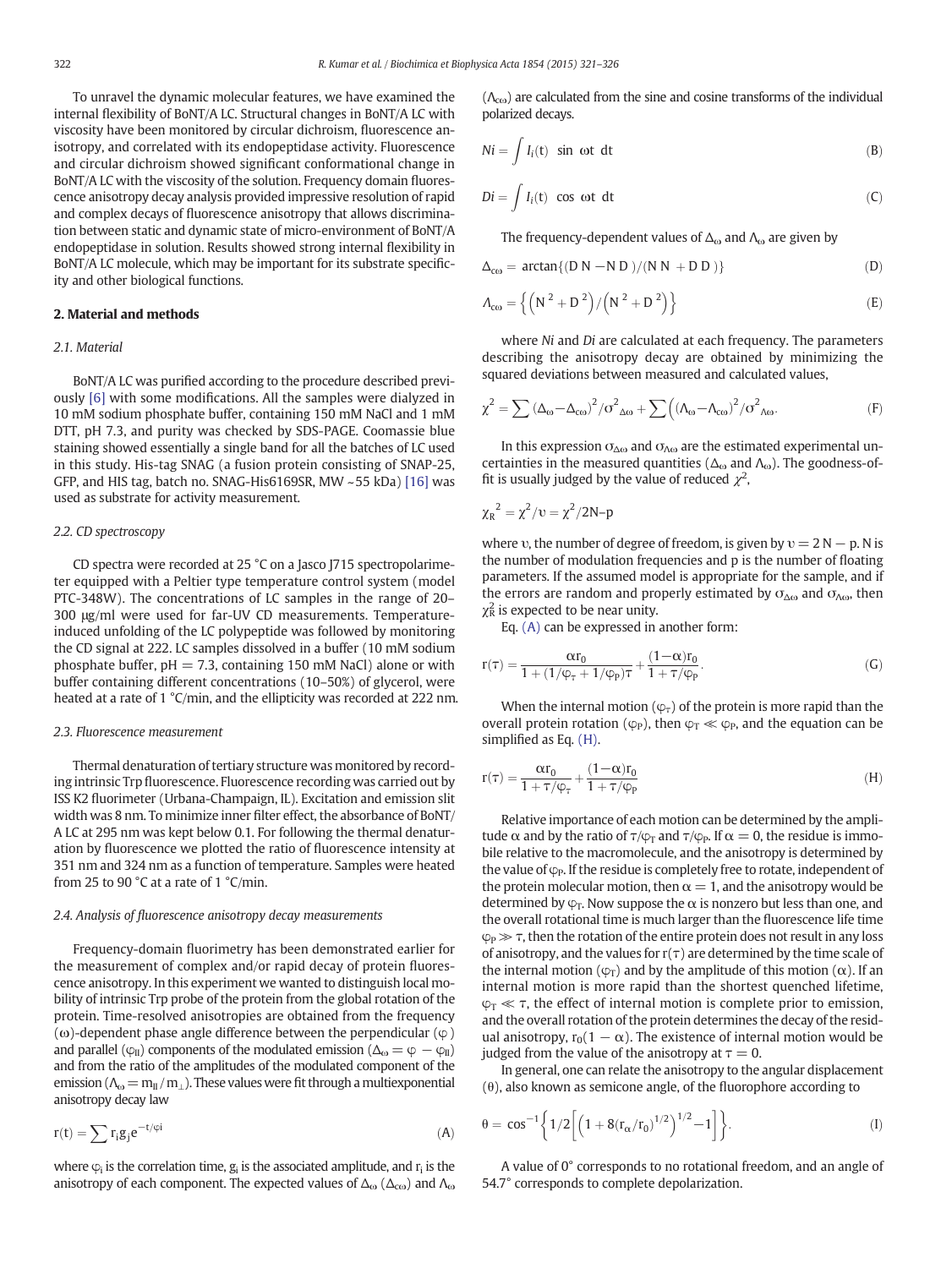To unravel the dynamic molecular features, we have examined the internal flexibility of BoNT/A LC. Structural changes in BoNT/A LC with viscosity have been monitored by circular dichroism, fluorescence anisotropy, and correlated with its endopeptidase activity. Fluorescence and circular dichroism showed significant conformational change in BoNT/A LC with the viscosity of the solution. Frequency domain fluorescence anisotropy decay analysis provided impressive resolution of rapid and complex decays of fluorescence anisotropy that allows discrimination between static and dynamic state of micro-environment of BoNT/A endopeptidase in solution. Results showed strong internal flexibility in BoNT/A LC molecule, which may be important for its substrate specificity and other biological functions.

## 2. Material and methods

### 2.1. Material

BoNT/A LC was purified according to the procedure described previously [6] with some modifications. All the samples were dialyzed in 10 mM sodium phosphate buffer, containing 150 mM NaCl and 1 mM DTT, pH 7.3, and purity was checked by SDS-PAGE. Coomassie blue staining showed essentially a single band for all the batches of LC used in this study. His-tag SNAG (a fusion protein consisting of SNAP-25, GFP, and HIS tag, batch no. SNAG-His6169SR, MW ~55 kDa) [16] was used as substrate for activity measurement.

### 2.2. CD spectroscopy

CD spectra were recorded at 25 °C on a Jasco J715 spectropolarimeter equipped with a Peltier type temperature control system (model PTC-348W). The concentrations of LC samples in the range of 20–300 μg/ml were used for far-UV CD measurements. Temperature-induced unfolding of the LC polypeptide was followed by monitoring the CD signal at 222. LC samples dissolved in a buffer (10 mM sodium phosphate buffer, pH = 7.3, containing 150 mM NaCl) alone or with buffer containing different concentrations (10–50%) of glycerol, were heated at a rate of 1 °C/min, and the ellipticity was recorded at 222 nm.

### 2.3. Fluorescence measurement

Thermal denaturation of tertiary structure was monitored by recording intrinsic Trp fluorescence. Fluorescence recording was carried out by ISS K2 fluorimeter (Urbana-Champaign, IL). Excitation and emission slit width was 8 nm. To minimize inner filter effect, the absorbance of BoNT/A LC at 295 nm was kept below 0.1. For following the thermal denaturation by fluorescence we plotted the ratio of fluorescence intensity at 351 nm and 324 nm as a function of temperature. Samples were heated from 25 to 90 °C at a rate of 1 °C/min.

### 2.4. Analysis of fluorescence anisotropy decay measurements

Frequency-domain fluorimetry has been demonstrated earlier for the measurement of complex and/or rapid decay of protein fluorescence anisotropy. In this experiment we wanted to distinguish local mobility of intrinsic Trp probe of the protein from the global rotation of the protein. Time-resolved anisotropies are obtained from the frequency ($\omega$)-dependent phase angle difference between the perpendicular ($\varphi$) and parallel ($\varphi_{\parallel}$) components of the modulated emission ($\Delta_\omega = \varphi - \varphi_{\parallel}$) and from the ratio of the amplitudes of the modulated component of the emission ($\Lambda_\omega = m_{\parallel}/m_{\perp}$). These values were fit through a multiexponential anisotropy decay law

$$r(t) = \sum r_i g_j e^{-t/\varphi i} \tag{A}$$

where $\varphi_i$ is the correlation time, $g_j$ is the associated amplitude, and $r_i$ is the anisotropy of each component. The expected values of $\Delta_\omega$ ($\Delta_{c\omega}$) and $\Lambda_\omega$ ($\Lambda_{c\omega}$) are calculated from the sine and cosine transforms of the individual polarized decays.

$$Ni = \int I_i(t) \ \sin \ \omega t \ dt \tag{B}$$

$$Di = \int I_i(t) \ \cos \ \omega t \ dt \tag{C}$$

The frequency-dependent values of $\Delta_\omega$ and $\Lambda_\omega$ are given by

$$\Delta_{c\omega} = \arctan\{(D\,N - N\,D)/(N\,N + D\,D)\} \tag{D}$$

$$\Lambda_{c\omega} = \left\{ \left(N^2 + D^2\right) / \left(N^2 + D^2\right) \right\} \tag{E}$$

where *Ni* and *Di* are calculated at each frequency. The parameters describing the anisotropy decay are obtained by minimizing the squared deviations between measured and calculated values,

$$\chi^2 = \sum (\Delta_\omega - \Delta_{c\omega})^2 / \sigma^2_{\Delta\omega} + \sum \left(\Lambda_\omega - \Lambda_{c\omega}\right)^2 / \sigma^2_{\Lambda\omega}. \tag{F}$$

In this expression $\sigma_{\Delta\omega}$ and $\sigma_{\Lambda\omega}$ are the estimated experimental uncertainties in the measured quantities ($\Delta_\omega$ and $\Lambda_\omega$). The goodness-of-fit is usually judged by the value of reduced $\chi^2$,

$$\chi_R^{\ 2} = \chi^2/\upsilon = \chi^2/2N\text{–}p$$

where $\upsilon$, the number of degree of freedom, is given by $\upsilon = 2\,N - p$. N is the number of modulation frequencies and p is the number of floating parameters. If the assumed model is appropriate for the sample, and if the errors are random and properly estimated by $\sigma_{\Delta\omega}$ and $\sigma_{\Lambda\omega}$, then $\chi^2_R$ is expected to be near unity.

Eq. (A) can be expressed in another form:

$$r(\tau) = \frac{\alpha r_0}{1 + (1/\varphi_\tau + 1/\varphi_P)\tau} + \frac{(1-\alpha) r_0}{1 + \tau/\varphi_P}. \tag{G}$$

When the internal motion ($\varphi_\tau$) of the protein is more rapid than the overall protein rotation ($\varphi_P$), then $\varphi_T \ll \varphi_P$, and the equation can be simplified as Eq. (H).

$$r(\tau) = \frac{\alpha r_0}{1 + \tau/\varphi_\tau} + \frac{(1-\alpha) r_0}{1 + \tau/\varphi_P} \tag{H}$$

Relative importance of each motion can be determined by the amplitude $\alpha$ and by the ratio of $\tau/\varphi_T$ and $\tau/\varphi_P$. If $\alpha = 0$, the residue is immobile relative to the macromolecule, and the anisotropy is determined by the value of $\varphi_P$. If the residue is completely free to rotate, independent of the protein molecular motion, then $\alpha = 1$, and the anisotropy would be determined by $\varphi_T$. Now suppose the $\alpha$ is nonzero but less than one, and the overall rotational time is much larger than the fluorescence life time $\varphi_P \gg \tau$, then the rotation of the entire protein does not result in any loss of anisotropy, and the values for $r(\tau)$ are determined by the time scale of the internal motion ($\varphi_T$) and by the amplitude of this motion ($\alpha$). If an internal motion is more rapid than the shortest quenched lifetime, $\varphi_T \ll \tau$, the effect of internal motion is complete prior to emission, and the overall rotation of the protein determines the decay of the residual anisotropy, $r_0(1 - \alpha)$. The existence of internal motion would be judged from the value of the anisotropy at $\tau = 0$.

In general, one can relate the anisotropy to the angular displacement ($\theta$), also known as semicone angle, of the fluorophore according to

$$\theta = \cos^{-1}\left\{1/2\left[\left(1 + 8(r_\alpha/r_0)^{1/2}\right)^{1/2} - 1\right]\right\}. \tag{I}$$

A value of 0° corresponds to no rotational freedom, and an angle of 54.7° corresponds to complete depolarization.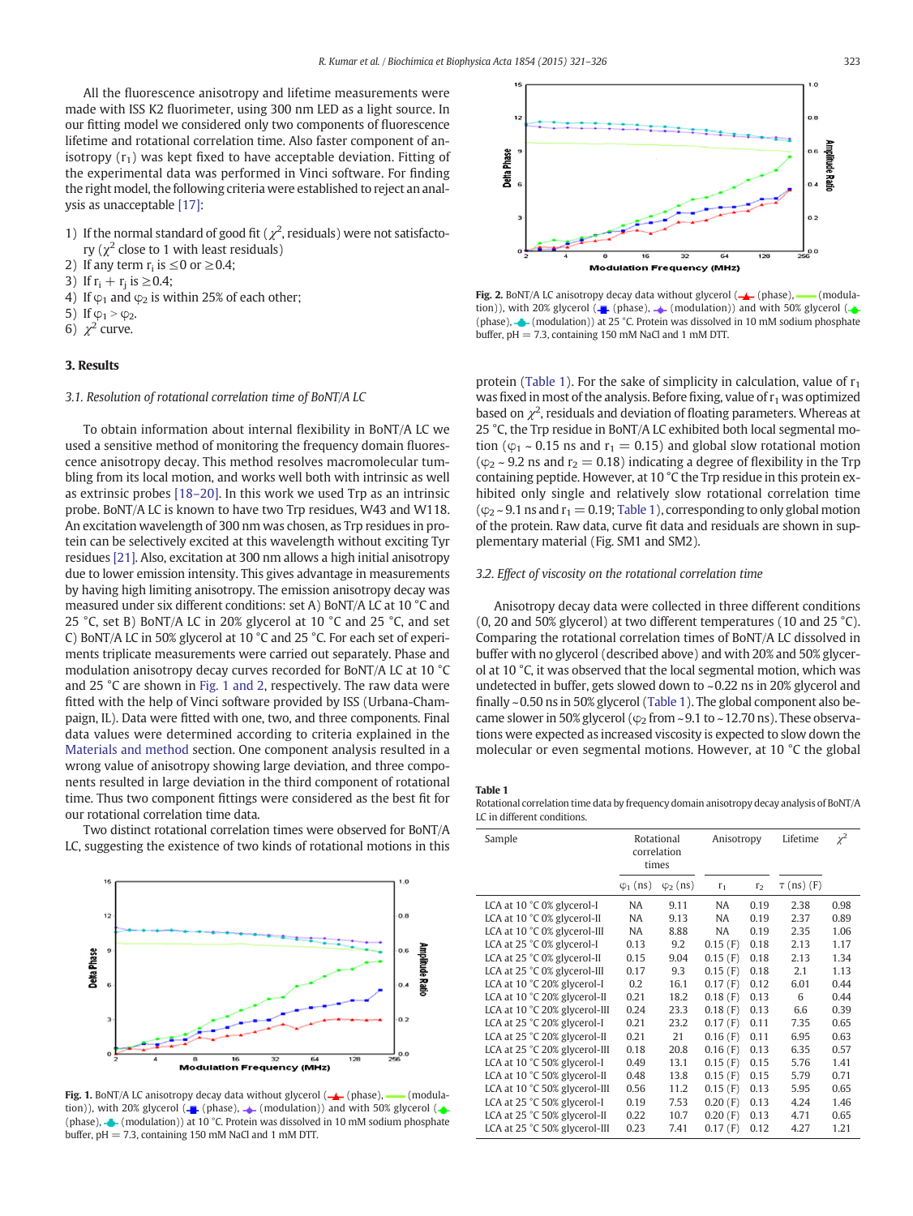All the fluorescence anisotropy and lifetime measurements were made with ISS K2 fluorimeter, using 300 nm LED as a light source. In our fitting model we considered only two components of fluorescence lifetime and rotational correlation time. Also faster component of anisotropy ($r_1$) was kept fixed to have acceptable deviation. Fitting of the experimental data was performed in Vinci software. For finding the right model, the following criteria were established to reject an analysis as unacceptable [17]:

1) If the normal standard of good fit ($\chi^2$, residuals) were not satisfactory ($\chi^2$ close to 1 with least residuals)
2) If any term $r_i$ is $\leq 0$ or $\geq 0.4$;
3) If $r_i + r_j$ is $\geq 0.4$;
4) If $\varphi_1$ and $\varphi_2$ is within 25% of each other;
5) If $\varphi_1 > \varphi_2$.
6) $\chi^2$ curve.

## 3. Results

### 3.1. Resolution of rotational correlation time of BoNT/A LC

To obtain information about internal flexibility in BoNT/A LC we used a sensitive method of monitoring the frequency domain fluorescence anisotropy decay. This method resolves macromolecular tumbling from its local motion, and works well both with intrinsic as well as extrinsic probes [18–20]. In this work we used Trp as an intrinsic probe. BoNT/A LC is known to have two Trp residues, W43 and W118. An excitation wavelength of 300 nm was chosen, as Trp residues in protein can be selectively excited at this wavelength without exciting Tyr residues [21]. Also, excitation at 300 nm allows a high initial anisotropy due to lower emission intensity. This gives advantage in measurements by having high limiting anisotropy. The emission anisotropy decay was measured under six different conditions: set A) BoNT/A LC at 10 °C and 25 °C, set B) BoNT/A LC in 20% glycerol at 10 °C and 25 °C, and set C) BoNT/A LC in 50% glycerol at 10 °C and 25 °C. For each set of experiments triplicate measurements were carried out separately. Phase and modulation anisotropy decay curves recorded for BoNT/A LC at 10 °C and 25 °C are shown in Fig. 1 and 2, respectively. The raw data were fitted with the help of Vinci software provided by ISS (Urbana-Champaign, IL). Data were fitted with one, two, and three components. Final data values were determined according to criteria explained in the Materials and method section. One component analysis resulted in a wrong value of anisotropy showing large deviation, and three components resulted in large deviation in the third component of rotational time. Thus two component fittings were considered as the best fit for our rotational correlation time data.

Two distinct rotational correlation times were observed for BoNT/A LC, suggesting the existence of two kinds of rotational motions in this protein (Table 1). For the sake of simplicity in calculation, value of $r_1$ was fixed in most of the analysis. Before fixing, value of $r_1$ was optimized based on $\chi^2$, residuals and deviation of floating parameters. Whereas at 25 °C, the Trp residue in BoNT/A LC exhibited both local segmental motion ($\varphi_1 \sim 0.15$ ns and $r_1 = 0.15$) and global slow rotational motion ($\varphi_2 \sim 9.2$ ns and $r_2 = 0.18$) indicating a degree of flexibility in the Trp containing peptide. However, at 10 °C the Trp residue in this protein exhibited only single and relatively slow rotational correlation time ($\varphi_2 \sim 9.1$ ns and $r_1 = 0.19$; Table 1), corresponding to only global motion of the protein. Raw data, curve fit data and residuals are shown in supplementary material (Fig. SM1 and SM2).

Fig. 1. BoNT/A LC anisotropy decay data without glycerol (▲ (phase), — (modulation)), with 20% glycerol (■ (phase), ◆ (modulation)) and with 50% glycerol (● (phase), ● (modulation)) at 10 °C. Protein was dissolved in 10 mM sodium phosphate buffer, pH = 7.3, containing 150 mM NaCl and 1 mM DTT.

Fig. 2. BoNT/A LC anisotropy decay data without glycerol (▲ (phase), — (modulation)), with 20% glycerol (■ (phase), ◆ (modulation)) and with 50% glycerol (● (phase), ● (modulation)) at 25 °C. Protein was dissolved in 10 mM sodium phosphate buffer, pH = 7.3, containing 150 mM NaCl and 1 mM DTT.

### 3.2. Effect of viscosity on the rotational correlation time

Anisotropy decay data were collected in three different conditions (0, 20 and 50% glycerol) at two different temperatures (10 and 25 °C). Comparing the rotational correlation times of BoNT/A LC dissolved in buffer with no glycerol (described above) and with 20% and 50% glycerol at 10 °C, it was observed that the local segmental motion, which was undetected in buffer, gets slowed down to ~0.22 ns in 20% glycerol and finally ~0.50 ns in 50% glycerol (Table 1). The global component also became slower in 50% glycerol ($\varphi_2$ from ~9.1 to ~12.70 ns). These observations were expected as increased viscosity is expected to slow down the molecular or even segmental motions. However, at 10 °C the global

**Table 1**
Rotational correlation time data by frequency domain anisotropy decay analysis of BoNT/A LC in different conditions.

| Sample | Rotational correlation times | | Anisotropy | | Lifetime | $\chi^2$ |
|---|---|---|---|---|---|---|
| | $\varphi_1$ (ns) | $\varphi_2$ (ns) | $r_1$ | $r_2$ | τ (ns) (F) | |
| LCA at 10 °C 0% glycerol-I | NA | 9.11 | NA | 0.19 | 2.38 | 0.98 |
| LCA at 10 °C 0% glycerol-II | NA | 9.13 | NA | 0.19 | 2.37 | 0.89 |
| LCA at 10 °C 0% glycerol-III | NA | 8.88 | NA | 0.19 | 2.35 | 1.06 |
| LCA at 25 °C 0% glycerol-I | 0.13 | 9.2 | 0.15 (F) | 0.18 | 2.13 | 1.17 |
| LCA at 25 °C 0% glycerol-II | 0.15 | 9.04 | 0.15 (F) | 0.18 | 2.13 | 1.34 |
| LCA at 25 °C 0% glycerol-III | 0.17 | 9.3 | 0.15 (F) | 0.18 | 2.1 | 1.13 |
| LCA at 10 °C 20% glycerol-I | 0.2 | 16.1 | 0.17 (F) | 0.12 | 6.01 | 0.44 |
| LCA at 10 °C 20% glycerol-II | 0.21 | 18.2 | 0.18 (F) | 0.13 | 6 | 0.44 |
| LCA at 10 °C 20% glycerol-III | 0.24 | 23.3 | 0.18 (F) | 0.13 | 6.6 | 0.39 |
| LCA at 25 °C 20% glycerol-I | 0.21 | 23.2 | 0.17 (F) | 0.11 | 7.35 | 0.65 |
| LCA at 25 °C 20% glycerol-II | 0.21 | 21 | 0.16 (F) | 0.11 | 6.95 | 0.63 |
| LCA at 25 °C 20% glycerol-III | 0.18 | 20.8 | 0.16 (F) | 0.13 | 6.35 | 0.57 |
| LCA at 10 °C 50% glycerol-I | 0.49 | 13.1 | 0.15 (F) | 0.15 | 5.76 | 1.41 |
| LCA at 10 °C 50% glycerol-II | 0.48 | 13.8 | 0.15 (F) | 0.15 | 5.79 | 0.71 |
| LCA at 10 °C 50% glycerol-III | 0.56 | 11.2 | 0.15 (F) | 0.13 | 5.95 | 0.65 |
| LCA at 25 °C 50% glycerol-I | 0.19 | 7.53 | 0.20 (F) | 0.13 | 4.24 | 1.46 |
| LCA at 25 °C 50% glycerol-II | 0.22 | 10.7 | 0.20 (F) | 0.13 | 4.71 | 0.65 |
| LCA at 25 °C 50% glycerol-III | 0.23 | 7.41 | 0.17 (F) | 0.12 | 4.27 | 1.21 |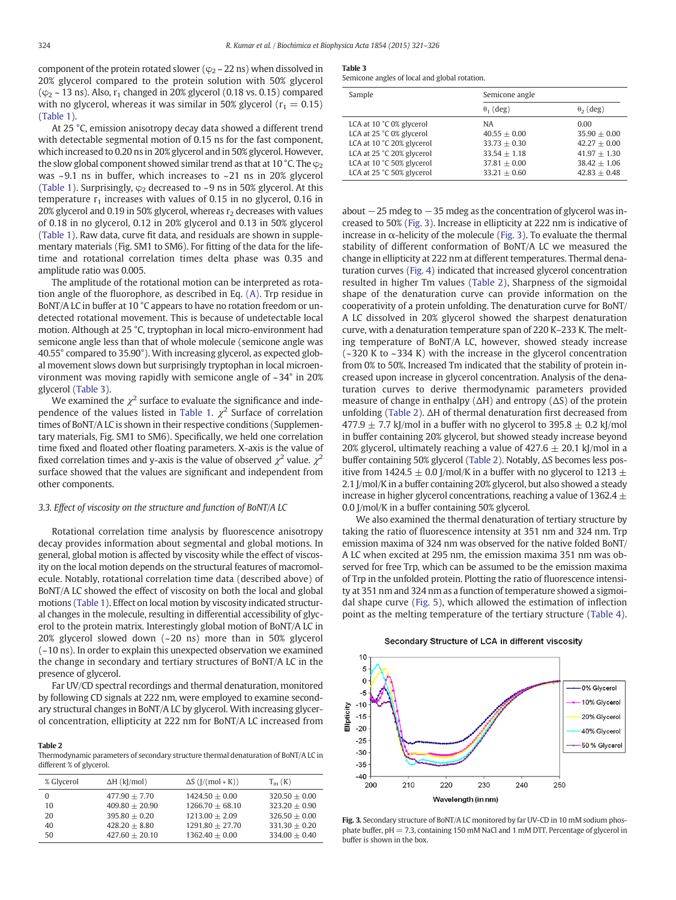component of the protein rotated slower ($\varphi_2$ ~ 22 ns) when dissolved in 20% glycerol compared to the protein solution with 50% glycerol ($\varphi_2$ ~ 13 ns). Also, $r_1$ changed in 20% glycerol (0.18 vs. 0.15) compared with no glycerol, whereas it was similar in 50% glycerol ($r_1$ = 0.15) (Table 1).

At 25 °C, emission anisotropy decay data showed a different trend with detectable segmental motion of 0.15 ns for the fast component, which increased to 0.20 ns in 20% glycerol and in 50% glycerol. However, the slow global component showed similar trend as that at 10 °C. The $\varphi_2$ was ~9.1 ns in buffer, which increases to ~21 ns in 20% glycerol (Table 1). Surprisingly, $\varphi_2$ decreased to ~9 ns in 50% glycerol. At this temperature $r_1$ increases with values of 0.15 in no glycerol, 0.16 in 20% glycerol and 0.19 in 50% glycerol, whereas $r_2$ decreases with values of 0.18 in no glycerol, 0.12 in 20% glycerol and 0.13 in 50% glycerol (Table 1). Raw data, curve fit data, and residuals are shown in supplementary materials (Fig. SM1 to SM6). For fitting of the data for the lifetime and rotational correlation times delta phase was 0.35 and amplitude ratio was 0.005.

The amplitude of the rotational motion can be interpreted as rotation angle of the fluorophore, as described in Eq. (A). Trp residue in BoNT/A LC in buffer at 10 °C appears to have no rotation freedom or undetected rotational movement. This is because of undetectable local motion. Although at 25 °C, tryptophan in local micro-environment had semicone angle less than that of whole molecule (semicone angle was 40.55° compared to 35.90°). With increasing glycerol, as expected global movement slows down but surprisingly tryptophan in local microenvironment was moving rapidly with semicone angle of ~34° in 20% glycerol (Table 3).

We examined the $\chi^2$ surface to evaluate the significance and independence of the values listed in Table 1. $\chi^2$ Surface of correlation times of BoNT/A LC is shown in their respective conditions (Supplementary materials, Fig. SM1 to SM6). Specifically, we held one correlation time fixed and floated other floating parameters. X-axis is the value of fixed correlation times and y-axis is the value of observed $\chi^2$ value. $\chi^2$ surface showed that the values are significant and independent from other components.

### 3.3. Effect of viscosity on the structure and function of BoNT/A LC

Rotational correlation time analysis by fluorescence anisotropy decay provides information about segmental and global motions. In general, global motion is affected by viscosity while the effect of viscosity on the local motion depends on the structural features of macromolecule. Notably, rotational correlation time data (described above) of BoNT/A LC showed the effect of viscosity on both the local and global motions (Table 1). Effect on local motion by viscosity indicated structural changes in the molecule, resulting in differential accessibility of glycerol to the protein matrix. Interestingly global motion of BoNT/A LC in 20% glycerol slowed down (~20 ns) more than in 50% glycerol (~10 ns). In order to explain this unexpected observation we examined the change in secondary and tertiary structures of BoNT/A LC in the presence of glycerol.

Far UV/CD spectral recordings and thermal denaturation, monitored by following CD signals at 222 nm, were employed to examine secondary structural changes in BoNT/A LC by glycerol. With increasing glycerol concentration, ellipticity at 222 nm for BoNT/A LC increased from about −25 mdeg to −35 mdeg as the concentration of glycerol was increased to 50% (Fig. 3). Increase in ellipticity at 222 nm is indicative of increase in α-helicity of the molecule (Fig. 3). To evaluate the thermal stability of different conformation of BoNT/A LC we measured the change in ellipticity at 222 nm at different temperatures. Thermal denaturation curves (Fig. 4) indicated that increased glycerol concentration resulted in higher Tm values (Table 2), Sharpness of the sigmoidal shape of the denaturation curve can provide information on the cooperativity of a protein unfolding. The denaturation curve for BoNT/A LC dissolved in 20% glycerol showed the sharpest denaturation curve, with a denaturation temperature span of 220 K–233 K. The melting temperature of BoNT/A LC, however, showed steady increase (~320 K to ~334 K) with the increase in the glycerol concentration from 0% to 50%. Increased Tm indicated that the stability of protein increased upon increase in glycerol concentration. Analysis of the denaturation curves to derive thermodynamic parameters provided measure of change in enthalpy (ΔH) and entropy (ΔS) of the protein unfolding (Table 2). ΔH of thermal denaturation first decreased from 477.9 ± 7.7 kJ/mol in a buffer with no glycerol to 395.8 ± 0.2 kJ/mol in buffer containing 20% glycerol, but showed steady increase beyond 20% glycerol, ultimately reaching a value of 427.6 ± 20.1 kJ/mol in a buffer containing 50% glycerol (Table 2). Notably, ΔS becomes less positive from 1424.5 ± 0.0 J/mol/K in a buffer with no glycerol to 1213 ± 2.1 J/mol/K in a buffer containing 20% glycerol, but also showed a steady increase in higher glycerol concentrations, reaching a value of 1362.4 ± 0.0 J/mol/K in a buffer containing 50% glycerol.

We also examined the thermal denaturation of tertiary structure by taking the ratio of fluorescence intensity at 351 nm and 324 nm. Trp emission maxima of 324 nm was observed for the native folded BoNT/A LC when excited at 295 nm, the emission maxima 351 nm was observed for free Trp, which can be assumed to be the emission maxima of Trp in the unfolded protein. Plotting the ratio of fluorescence intensity at 351 nm and 324 nm as a function of temperature showed a sigmoidal shape curve (Fig. 5), which allowed the estimation of inflection point as the melting temperature of the tertiary structure (Table 4).

**Table 2**
Thermodynamic parameters of secondary structure thermal denaturation of BoNT/A LC in different % of glycerol.

| % Glycerol | ΔH (kJ/mol) | ΔS (J/(mol ∗ K)) | $T_m$ (K) |
|---|---|---|---|
| 0 | 477.90 ± 7.70 | 1424.50 ± 0.00 | 320.50 ± 0.00 |
| 10 | 409.80 ± 20.90 | 1266.70 ± 68.10 | 323.20 ± 0.90 |
| 20 | 395.80 ± 0.20 | 1213.00 ± 2.09 | 326.50 ± 0.00 |
| 40 | 428.20 ± 8.80 | 1291.80 ± 27.70 | 331.30 ± 0.20 |
| 50 | 427.60 ± 20.10 | 1362.40 ± 0.00 | 334.00 ± 0.40 |

**Table 3**
Semicone angles of local and global rotation.

| Sample | Semicone angle | |
|---|---|---|
| | $\theta_1$ (deg) | $\theta_2$ (deg) |
| LCA at 10 °C 0% glycerol | NA | 0.00 |
| LCA at 25 °C 0% glycerol | 40.55 ± 0.00 | 35.90 ± 0.00 |
| LCA at 10 °C 20% glycerol | 33.73 ± 0.30 | 42.27 ± 0.00 |
| LCA at 25 °C 20% glycerol | 33.54 ± 1.18 | 41.97 ± 1.30 |
| LCA at 10 °C 50% glycerol | 37.81 ± 0.00 | 38.42 ± 1.06 |
| LCA at 25 °C 50% glycerol | 33.21 ± 0.60 | 42.83 ± 0.48 |

Fig. 3. Secondary structure of BoNT/A LC monitored by far UV-CD in 10 mM sodium phosphate buffer, pH = 7.3, containing 150 mM NaCl and 1 mM DTT. Percentage of glycerol in buffer is shown in the box.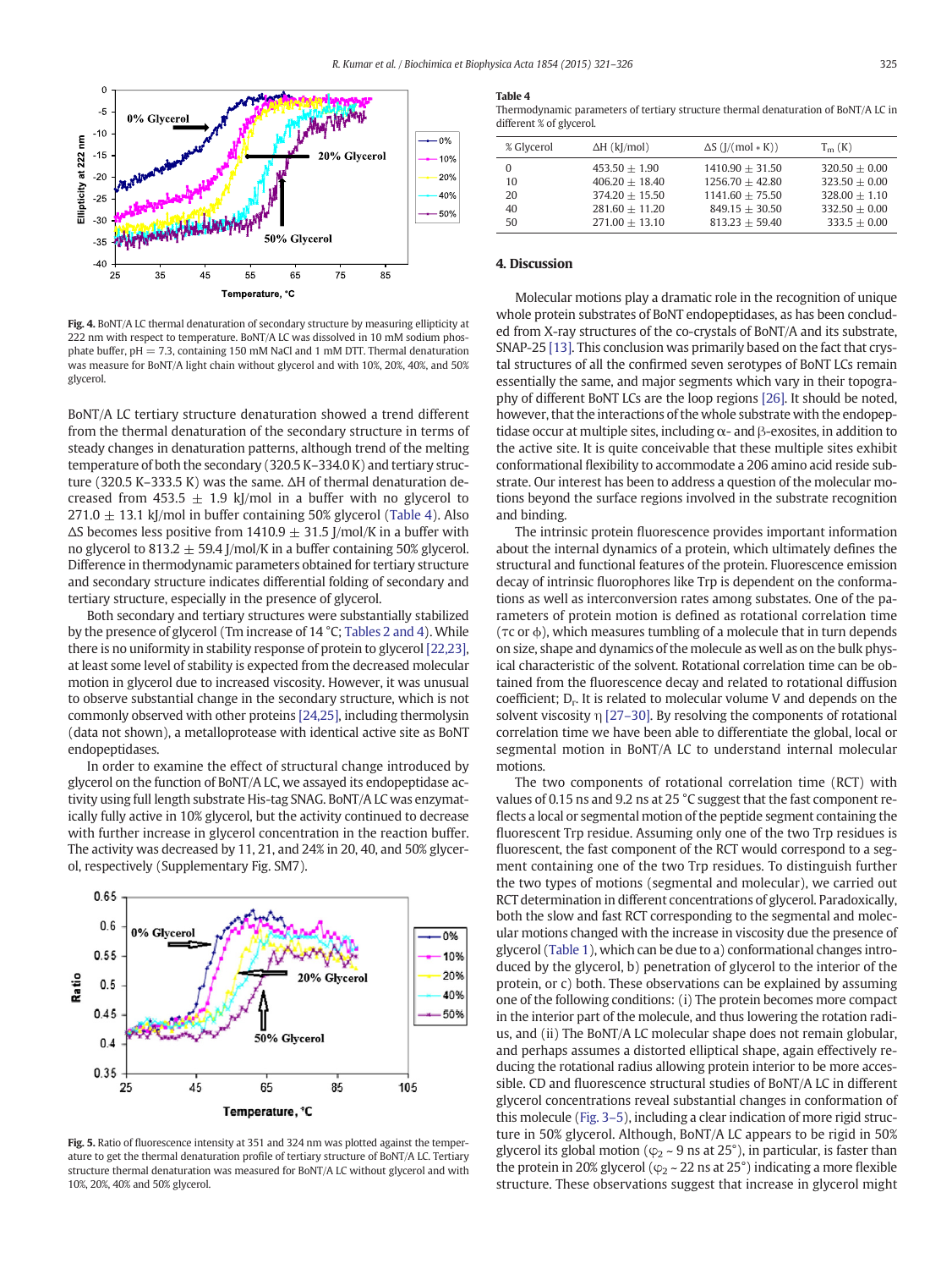Fig. 4. BoNT/A LC thermal denaturation of secondary structure by measuring ellipticity at 222 nm with respect to temperature. BoNT/A LC was dissolved in 10 mM sodium phosphate buffer, pH = 7.3, containing 150 mM NaCl and 1 mM DTT. Thermal denaturation was measure for BoNT/A light chain without glycerol and with 10%, 20%, 40%, and 50% glycerol.

BoNT/A LC tertiary structure denaturation showed a trend different from the thermal denaturation of the secondary structure in terms of steady changes in denaturation patterns, although trend of the melting temperature of both the secondary (320.5 K–334.0 K) and tertiary structure (320.5 K–333.5 K) was the same. ΔH of thermal denaturation decreased from 453.5 ± 1.9 kJ/mol in a buffer with no glycerol to 271.0 ± 13.1 kJ/mol in buffer containing 50% glycerol (Table 4). Also ΔS becomes less positive from 1410.9 ± 31.5 J/mol/K in a buffer with no glycerol to 813.2 ± 59.4 J/mol/K in a buffer containing 50% glycerol. Difference in thermodynamic parameters obtained for tertiary structure and secondary structure indicates differential folding of secondary and tertiary structure, especially in the presence of glycerol.

Both secondary and tertiary structures were substantially stabilized by the presence of glycerol (Tm increase of 14 °C; Tables 2 and 4). While there is no uniformity in stability response of protein to glycerol [22,23], at least some level of stability is expected from the decreased molecular motion in glycerol due to increased viscosity. However, it was unusual to observe substantial change in the secondary structure, which is not commonly observed with other proteins [24,25], including thermolysin (data not shown), a metalloprotease with identical active site as BoNT endopeptidases.

In order to examine the effect of structural change introduced by glycerol on the function of BoNT/A LC, we assayed its endopeptidase activity using full length substrate His-tag SNAG. BoNT/A LC was enzymatically fully active in 10% glycerol, but the activity continued to decrease with further increase in glycerol concentration in the reaction buffer. The activity was decreased by 11, 21, and 24% in 20, 40, and 50% glycerol, respectively (Supplementary Fig. SM7).

Fig. 5. Ratio of fluorescence intensity at 351 and 324 nm was plotted against the temperature to get the thermal denaturation profile of tertiary structure of BoNT/A LC. Tertiary structure thermal denaturation was measured for BoNT/A LC without glycerol and with 10%, 20%, 40% and 50% glycerol.

**Table 4**
Thermodynamic parameters of tertiary structure thermal denaturation of BoNT/A LC in different % of glycerol.

| % Glycerol | ΔH (kJ/mol) | ΔS (J/(mol ∗ K)) | $T_m$ (K) |
|---|---|---|---|
| 0 | 453.50 ± 1.90 | 1410.90 ± 31.50 | 320.50 ± 0.00 |
| 10 | 406.20 ± 18.40 | 1256.70 ± 42.80 | 323.50 ± 0.00 |
| 20 | 374.20 ± 15.50 | 1141.60 ± 75.50 | 328.00 ± 1.10 |
| 40 | 281.60 ± 11.20 | 849.15 ± 30.50 | 332.50 ± 0.00 |
| 50 | 271.00 ± 13.10 | 813.23 ± 59.40 | 333.5 ± 0.00 |

## 4. Discussion

Molecular motions play a dramatic role in the recognition of unique whole protein substrates of BoNT endopeptidases, as has been concluded from X-ray structures of the co-crystals of BoNT/A and its substrate, SNAP-25 [13]. This conclusion was primarily based on the fact that crystal structures of all the confirmed seven serotypes of BoNT LCs remain essentially the same, and major segments which vary in their topography of different BoNT LCs are the loop regions [26]. It should be noted, however, that the interactions of the whole substrate with the endopeptidase occur at multiple sites, including α- and β-exosites, in addition to the active site. It is quite conceivable that these multiple sites exhibit conformational flexibility to accommodate a 206 amino acid reside substrate. Our interest has been to address a question of the molecular motions beyond the surface regions involved in the substrate recognition and binding.

The intrinsic protein fluorescence provides important information about the internal dynamics of a protein, which ultimately defines the structural and functional features of the protein. Fluorescence emission decay of intrinsic fluorophores like Trp is dependent on the conformations as well as interconversion rates among substates. One of the parameters of protein motion is defined as rotational correlation time ($\tau c$ or $\phi$), which measures tumbling of a molecule that in turn depends on size, shape and dynamics of the molecule as well as on the bulk physical characteristic of the solvent. Rotational correlation time can be obtained from the fluorescence decay and related to rotational diffusion coefficient; $D_r$. It is related to molecular volume V and depends on the solvent viscosity $\eta$ [27–30]. By resolving the components of rotational correlation time we have been able to differentiate the global, local or segmental motion in BoNT/A LC to understand internal molecular motions.

The two components of rotational correlation time (RCT) with values of 0.15 ns and 9.2 ns at 25 °C suggest that the fast component reflects a local or segmental motion of the peptide segment containing the fluorescent Trp residue. Assuming only one of the two Trp residues is fluorescent, the fast component of the RCT would correspond to a segment containing one of the two Trp residues. To distinguish further the two types of motions (segmental and molecular), we carried out RCT determination in different concentrations of glycerol. Paradoxically, both the slow and fast RCT corresponding to the segmental and molecular motions changed with the increase in viscosity due the presence of glycerol (Table 1), which can be due to a) conformational changes introduced by the glycerol, b) penetration of glycerol to the interior of the protein, or c) both. These observations can be explained by assuming one of the following conditions: (i) The protein becomes more compact in the interior part of the molecule, and thus lowering the rotation radius, and (ii) The BoNT/A LC molecular shape does not remain globular, and perhaps assumes a distorted elliptical shape, again effectively reducing the rotational radius allowing protein interior to be more accessible. CD and fluorescence structural studies of BoNT/A LC in different glycerol concentrations reveal substantial changes in conformation of this molecule (Fig. 3–5), including a clear indication of more rigid structure in 50% glycerol. Although, BoNT/A LC appears to be rigid in 50% glycerol its global motion ($\varphi_2$ ~ 9 ns at 25°), in particular, is faster than the protein in 20% glycerol ($\varphi_2$ ~ 22 ns at 25°) indicating a more flexible structure. These observations suggest that increase in glycerol might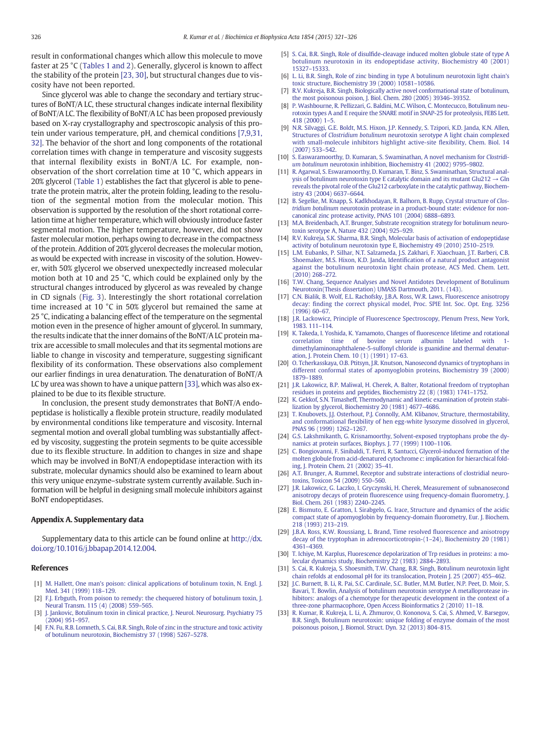result in conformational changes which allow this molecule to move faster at 25 °C (Tables 1 and 2). Generally, glycerol is known to affect the stability of the protein [23, 30], but structural changes due to viscosity have not been reported.

Since glycerol was able to change the secondary and tertiary structures of BoNT/A LC, these structural changes indicate internal flexibility of BoNT/A LC. The flexibility of BoNT/A LC has been proposed previously based on X-ray crystallography and spectroscopic analysis of this protein under various temperature, pH, and chemical conditions [7,9,31, 32]. The behavior of the short and long components of the rotational correlation times with change in temperature and viscosity suggests that internal flexibility exists in BoNT/A LC. For example, non-observation of the short correlation time at 10 °C, which appears in 20% glycerol (Table 1) establishes the fact that glycerol is able to penetrate the protein matrix, alter the protein folding, leading to the resolution of the segmental motion from the molecular motion. This observation is supported by the resolution of the short rotational correlation time at higher temperature, which will obviously introduce faster segmental motion. The higher temperature, however, did not show faster molecular motion, perhaps owing to decrease in the compactness of the protein. Addition of 20% glycerol decreases the molecular motion, as would be expected with increase in viscosity of the solution. However, with 50% glycerol we observed unexpectedly increased molecular motion both at 10 and 25 °C, which could be explained only by the structural changes introduced by glycerol as was revealed by change in CD signals (Fig. 3). Interestingly the short rotational correlation time increased at 10 °C in 50% glycerol but remained the same at 25 °C, indicating a balancing effect of the temperature on the segmental motion even in the presence of higher amount of glycerol. In summary, the results indicate that the inner domains of the BoNT/A LC protein matrix are accessible to small molecules and that its segmental motions are liable to change in viscosity and temperature, suggesting significant flexibility of its conformation. These observations also complement our earlier findings in urea denaturation. The denaturation of BoNT/A LC by urea was shown to have a unique pattern [33], which was also explained to be due to its flexible structure.

In conclusion, the present study demonstrates that BoNT/A endopeptidase is holistically a flexible protein structure, readily modulated by environmental conditions like temperature and viscosity. Internal segmental motion and overall global tumbling was substantially affected by viscosity, suggesting the protein segments to be quite accessible due to its flexible structure. In addition to changes in size and shape which may be involved in BoNT/A endopeptidase interaction with its substrate, molecular dynamics should also be examined to learn about this very unique enzyme–substrate system currently available. Such information will be helpful in designing small molecule inhibitors against BoNT endopeptidases.

## Appendix A. Supplementary data

Supplementary data to this article can be found online at http://dx.doi.org/10.1016/j.bbapap.2014.12.004.

## References

[1] M. Hallett, One man's poison: clinical applications of botulinum toxin, N. Engl. J. Med. 341 (1999) 118–129.

[2] F.J. Erbguth, From poison to remedy: the chequered history of botulinum toxin, J. Neural Transm. 115 (4) (2008) 559–565.

[3] J. Jankovic, Botulinum toxin in clinical practice, J. Neurol. Neurosurg. Psychiatry 75 (2004) 951–957.

[4] F.N. Fu, R.B. Lomneth, S. Cai, B.R. Singh, Role of zinc in the structure and toxic activity of botulinum neurotoxin, Biochemistry 37 (1998) 5267–5278.

[5] S. Cai, B.R. Singh, Role of disulfide-cleavage induced molten globule state of type A botulinum neurotoxin in its endopeptidase activity, Biochemistry 40 (2001) 15327–15333.

[6] L. Li, B.R. Singh, Role of zinc binding in type A botulinum neurotoxin light chain's toxic structure, Biochemistry 39 (2000) 10581–10586.

[7] R.V. Kukreja, B.R. Singh, Biologically active novel conformational state of botulinum, the most poisonous poison, J. Biol. Chem. 280 (2005) 39346–39352.

[8] P. Washbourne, R. Pellizzari, G. Baldini, M.C. Wilson, C. Montecucco, Botulinum neurotoxin types A and E require the SNARE motif in SNAP-25 for proteolysis, FEBS Lett. 418 (2000) 1–5.

[9] N.R. Silvaggi, G.E. Boldt, M.S. Hixon, J.P. Kennedy, S. Tzipori, K.D. Janda, K.N. Allen, Structures of *Clostridium botulinum* neurotoxin serotype A light chain complexed with small-molecule inhibitors highlight active-site flexibility, Chem. Biol. 14 (2007) 533–542.

[10] S. Easwaramoorthy, D. Kumaran, S. Swaminathan, A novel mechanism for *Clostridium botulinum* neurotoxin inhibition, Biochemistry 41 (2002) 9795–9802.

[11] R. Agarwal, S. Eswaramoorthy, D. Kumaran, T. Binz, S. Swaminathan, Structural analysis of botulinum neurotoxin type E catalytic domain and its mutant Glu212 → Gln reveals the pivotal role of the Glu212 carboxylate in the catalytic pathway, Biochemistry 43 (2004) 6637–6644.

[12] B. Segelke, M. Knapp, S. Kadkhodayan, R. Balhorn, B. Rupp, Crystal structure of *Clostridium botulinum* neurotoxin protease in a product-bound state: evidence for non-canonical zinc protease activity, PNAS 101 (2004) 6888–6893.

[13] M.A. Breidenbach, A.T. Brunger, Substrate recognition strategy for botulinum neurotoxin serotype A, Nature 432 (2004) 925–929.

[14] R.V. Kukreja, S.K. Sharma, B.R. Singh, Molecular basis of activation of endopeptidase activity of botulinum neurotoxin type E, Biochemistry 49 (2010) 2510–2519.

[15] L.M. Eubanks, P. Silhar, N.T. Salzameda, J.S. Zakhari, F. Xiaochuan, J.T. Barberi, C.B. Shoemaker, M.S. Hixon, K.D. Janda, Identification of a natural product antagonist against the botulinum neurotoxin light chain protease, ACS Med. Chem. Lett. (2010) 268–272.

[16] T.W. Chang, Sequence Analyses and Novel Antidotes Development of Botulinum Neurotoxin(Thesis dissertation) UMASS Dartmouth, 2011. (143).

[17] C.N. Bialik, B. Wolf, E.L. Rachofsky, J.B.A. Ross, W.R. Laws, Fluorescence anisotropy decay: finding the correct physical model, Proc. SPIE Int. Soc. Opt. Eng. 3256 (1996) 60–67.

[18] J.R. Lackowicz, Principle of Fluorescence Spectroscopy, Plenum Press, New York, 1983. 111–114.

[19] K. Takeda, I. Yoshida, K. Yamamoto, Changes of fluorescence lifetime and rotational correlation time of bovine serum albumin labeled with 1-dimethylaminonaphthalene-5-sulfonyl chloride is guanidine and thermal denaturation, J. Protein Chem. 10 (1) (1991) 17–63.

[20] O. Tcherkasskaya, O.B. Ptitsyn, J.R. Knutson, Nanosecond dynamics of tryptophans in different conformal states of apomyoglobin proteins, Biochemistry 39 (2000) 1879–1889.

[21] J.R. Lakowicz, B.P. Maliwal, H. Cherek, A. Balter, Rotational freedom of tryptophan residues in proteins and peptides, Biochemistry 22 (8) (1983) 1741–1752.

[22] K. Gekkof, S.N. Timasheff, Thermodynamic and kinetic examination of protein stabilization by glycerol, Biochemistry 20 (1981) 4677–4686.

[23] T. Knubovets, J.J. Osterhout, P.J. Connolly, A.M. Klibanov, Structure, thermostability, and conformational flexibility of hen egg-white lysozyme dissolved in glycerol, PNAS 96 (1999) 1262–1267.

[24] G.S. Lakshmikanth, G. Krisnamoorthy, Solvent-exposed tryptophans probe the dynamics at protein surfaces, Biophys. J. 77 (1999) 1100–1106.

[25] C. Bongiovanni, F. Sinibaldi, T. Ferri, R. Santucci, Glycerol-induced formation of the molten globule from acid-denatured cytochrome c: implication for hierarchical folding, J. Protein Chem. 21 (2002) 35–41.

[26] A.T. Brunger, A. Rummel, Receptor and substrate interactions of clostridial neurotoxins, Toxicon 54 (2009) 550–560.

[27] J.R. Lakowicz, L. Laczko, I. Gryczynski, H. Cherek, Measurement of subnanosecond anisotropy decays of protein fluorescence using frequency-domain fluorometry, J. Biol. Chem. 261 (1983) 2240–2245.

[28] E. Bismuto, E. Gratton, I. Sirabgelo, G. Irace, Structure and dynamics of the acidic compact state of apomyoglobin by frequency-domain fluorometry, Eur. J. Biochem. 218 (1993) 213–219.

[29] J.B.A. Ross, K.W. Roussiang, L. Brand, Time resolved fluorescence and anisotropy decay of the tryptophan in adrenocorticotropin-(1–24), Biochemistry 20 (1981) 4361–4369.

[30] T. Ichiye, M. Karplus, Fluorescence depolarization of Trp residues in proteins: a molecular dynamics study, Biochemistry 22 (1983) 2884–2893.

[31] S. Cai, R. Kukreja, S. Shoesmith, T.W. Chang, B.R. Singh, Botulinum neurotoxin light chain refolds at endosomal pH for its translocation, Protein J. 25 (2007) 455–462.

[32] J.C. Burnett, B. Li, R. Pai, S.C. Cardinale, S.C. Butler, M.M. Butler, N.P. Peet, D. Moir, S. Bavari, T. Bowlin, Analysis of botulinum neurotoxin serotype A metalloprotease inhibitors: analogs of a chemotype for therapeutic development in the context of a three-zone pharmacophore, Open Access Bioinformatics 2 (2010) 11–18.

[33] R. Kumar, R. Kukreja, L. Li, A. Zhmurov, O. Kononova, S. Cai, S. Ahmed, V. Barsegov, B.R. Singh, Botulinum neurotoxin: unique folding of enzyme domain of the most poisonous poison, J. Biomol. Struct. Dyn. 32 (2013) 804–815.